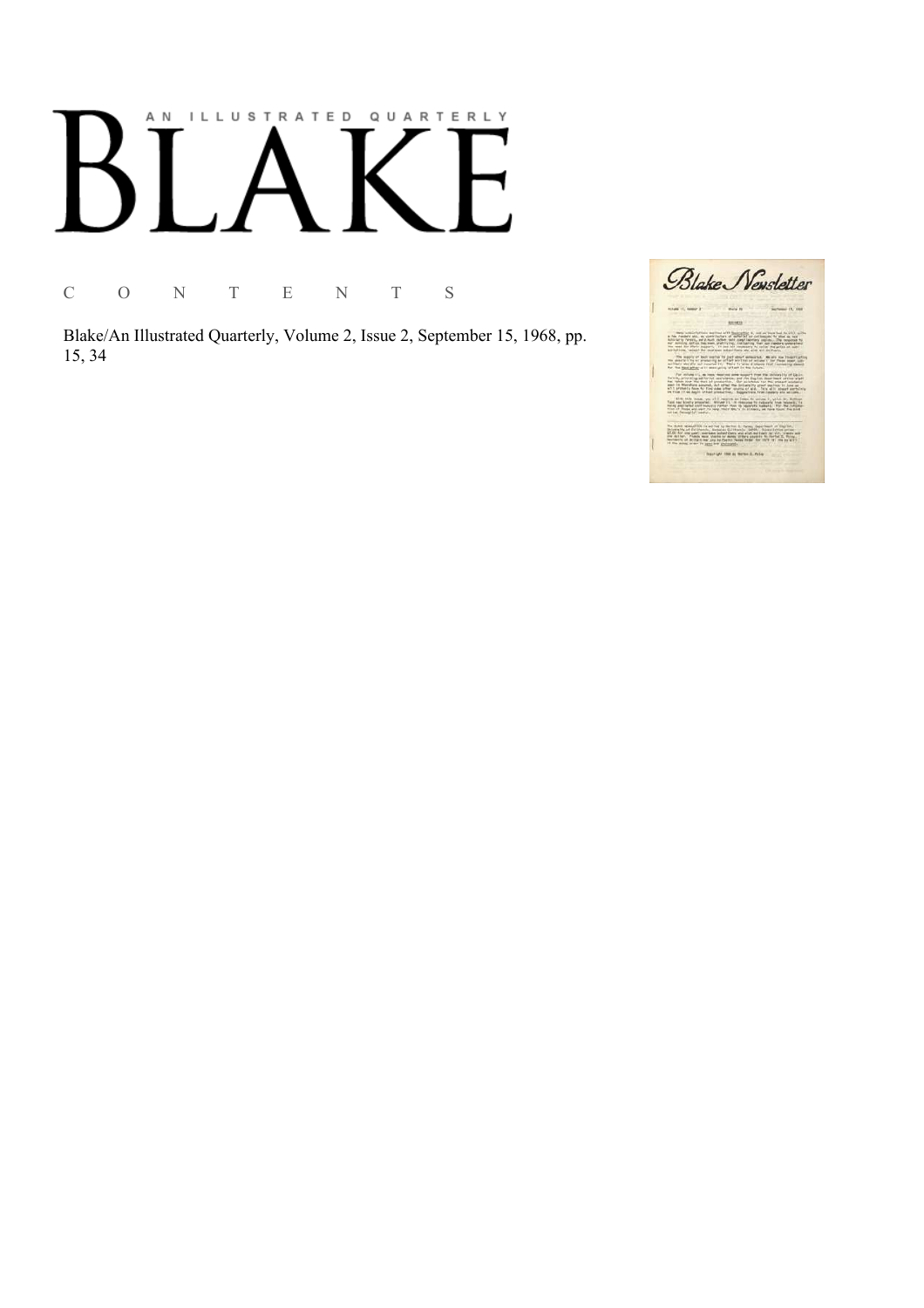# AN ILLUSTRATED QUARTERLY

# BLAKE

C O N T E N T S

Blake/An Illustrated Quarterly, Volume 2, Issue 2, September 15, 1968, pp. 15, 34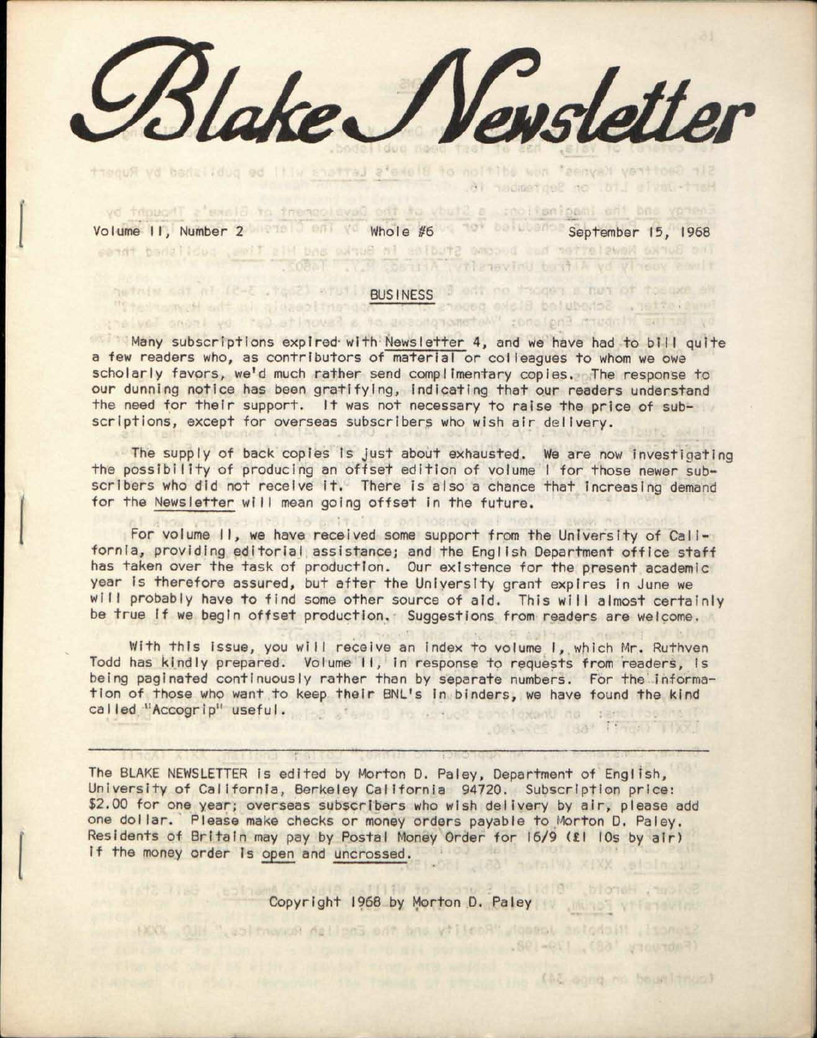# Blake Newsletter

Volume II, Number 2 Whole #6 September 15, 1968

## BUSINESS

Many subscriptions expired with Newsletter 4, and we have had to bill quite a few readers who, as contributors of material or colleagues to whom we owe scholarly favors, we'd much rather send complimentary copies. The response to our dunning notice has been gratifying, indicating that our readers understand the need for their support. It was not necessary to raise the price of subscriptions, except for overseas subscribers who wish air delivery.

The supply of back copies is just about exhausted. We are now investigating the possibility of producing an offset edition of volume I for those newer subscribers who did not receive it. There is also a chance that increasing demand for the Newsletter will mean going offset in the future.

For volume II, we have received some support from the University of California, providing editorial assistance; and the English Department office staff has taken over the task of production. Our existence for the present academic year is therefore assured, but after the University grant expires in June we will probably have to find some other source of aid. This will almost certainly be true if we begin offset production. Suggestions from readers are welcome.

With this issue, you will receive an index to volume I, which Mr. Ruthven Todd has kindly prepared. Volume II, in response to requests from readers, is being paginated continuously rather than by separate numbers. For the information of those who want to keep their BNL's in binders, we have found the kind called "Accogrip" useful.

---

The BLAKE NEWSLETTER is edited by Morton D. Paley, Department of English, University of California, Berkeley California 94720. Subscription price: $2.00 for one year; overseas subscribers who wish delivery by air, please add one dollar. Please make checks or money orders payable to Morton D. Paley. Residents of Britain may pay by Postal Money Order for 16/9 (£1 10s by air) if the money order is open and uncrossed.

Copyright 1968 by Morton D. Paley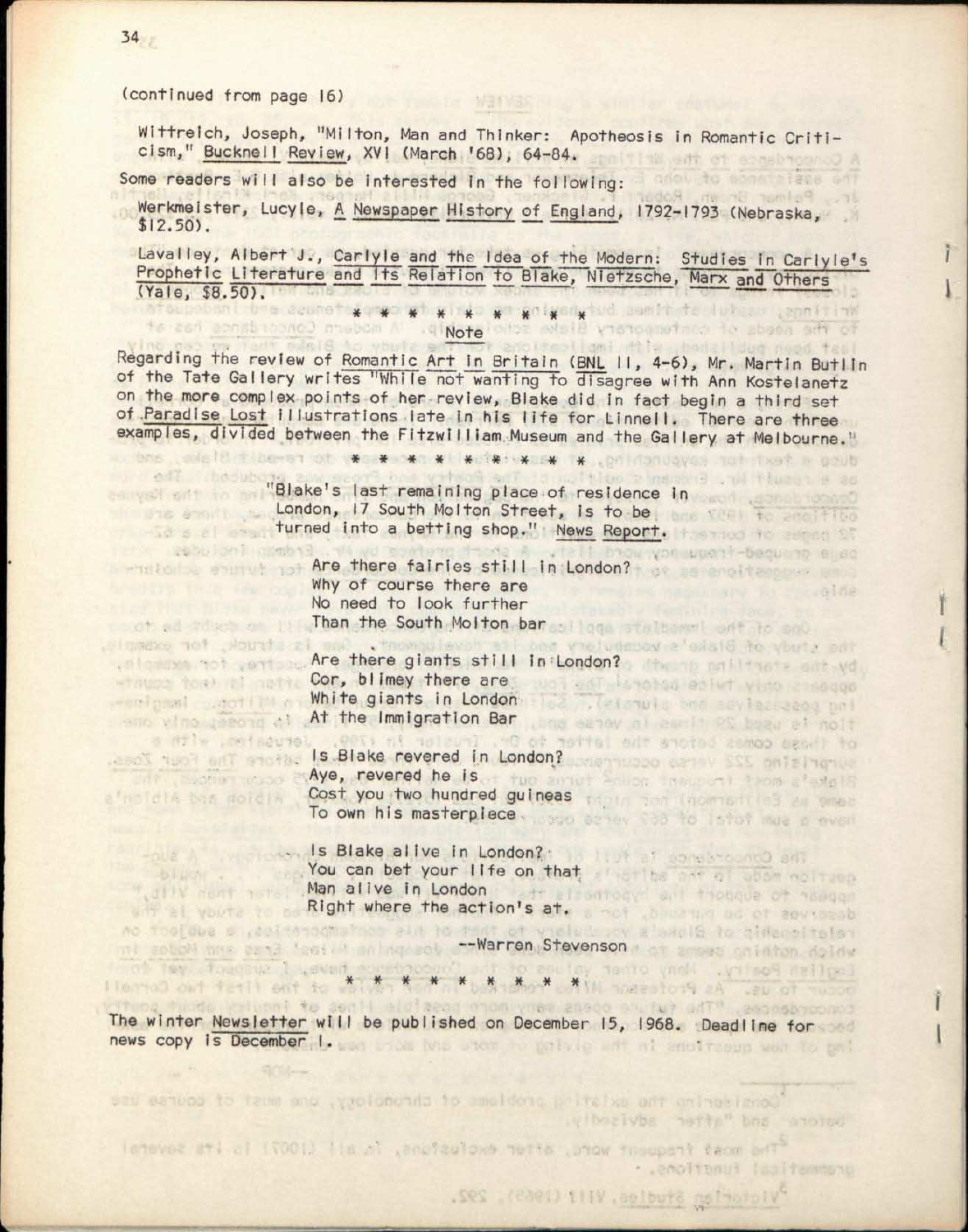(continued from page 16)

Wittreich, Joseph, "Milton, Man and Thinker: Apotheosis in Romantic Criticism," Bucknell Review, XVI (March '68), 64-84.

Some readers will also be interested in the following:

Werkmeister, Lucyle, A Newspaper History of England, 1792-1793 (Nebraska, $12.50).

Lavalley, Albert J., Carlyle and the Idea of the Modern: Studies in Carlyle's Prophetic Literature and Its Relation to Blake, Nietzsche, Marx and Others (Yale, $8.50).

* * * * * * * * * *

## Note

Regarding the review of Romantic Art in Britain (BNL II, 4-6), Mr. Martin Butlin of the Tate Gallery writes "While not wanting to disagree with Ann Kostelanetz on the more complex points of her review, Blake did in fact begin a third set of Paradise Lost illustrations late in his life for Linnell. There are three examples, divided between the Fitzwilliam Museum and the Gallery at Melbourne."

* * * * * * * * * *

"Blake's last remaining place of residence in London, 17 South Molton Street, is to be turned into a betting shop." News Report.

Are there fairies still in London?
Why of course there are
No need to look further
Than the South Molton bar

Are there giants still in London?
Cor, blimey there are
White giants in London
At the Immigration Bar

Is Blake revered in London?
Aye, revered he is
Cost you two hundred guineas
To own his masterpiece

Is Blake alive in London?
You can bet your life on that
Man alive in London
Right where the action's at.

--Warren Stevenson

* * * * * * * * * *

The winter Newsletter will be published on December 15, 1968. Deadline for news copy is December 1.